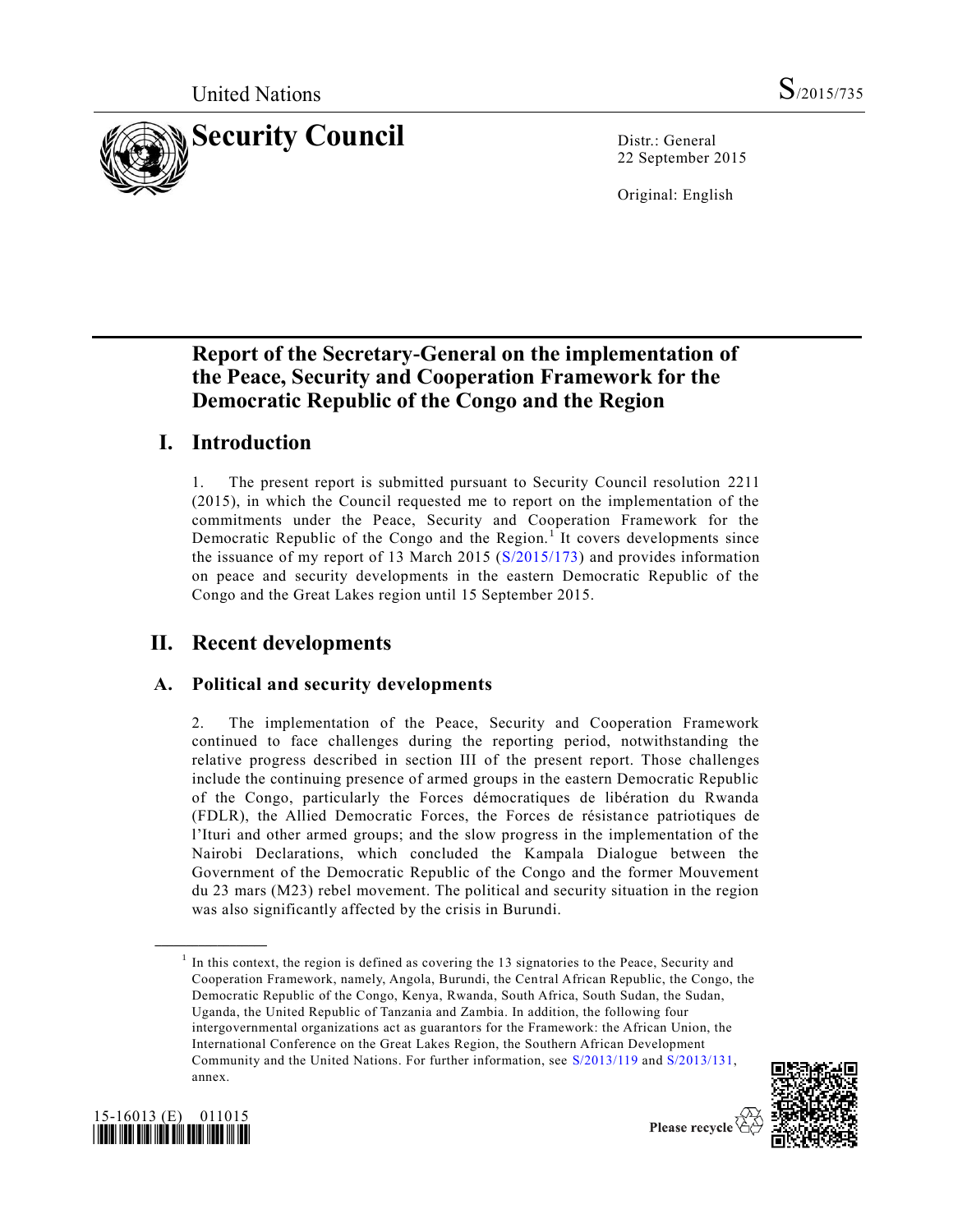United Nations S/2015/735

# Security Council

Distr.: General
22 September 2015

Original: English

# Report of the Secretary-General on the implementation of the Peace, Security and Cooperation Framework for the Democratic Republic of the Congo and the Region

## I. Introduction

1. The present report is submitted pursuant to Security Council resolution 2211 (2015), in which the Council requested me to report on the implementation of the commitments under the Peace, Security and Cooperation Framework for the Democratic Republic of the Congo and the Region.[1] It covers developments since the issuance of my report of 13 March 2015 (S/2015/173) and provides information on peace and security developments in the eastern Democratic Republic of the Congo and the Great Lakes region until 15 September 2015.

## II. Recent developments

### A. Political and security developments

2. The implementation of the Peace, Security and Cooperation Framework continued to face challenges during the reporting period, notwithstanding the relative progress described in section III of the present report. Those challenges include the continuing presence of armed groups in the eastern Democratic Republic of the Congo, particularly the Forces démocratiques de libération du Rwanda (FDLR), the Allied Democratic Forces, the Forces de résistance patriotiques de l'Ituri and other armed groups; and the slow progress in the implementation of the Nairobi Declarations, which concluded the Kampala Dialogue between the Government of the Democratic Republic of the Congo and the former Mouvement du 23 mars (M23) rebel movement. The political and security situation in the region was also significantly affected by the crisis in Burundi.

[1] In this context, the region is defined as covering the 13 signatories to the Peace, Security and Cooperation Framework, namely, Angola, Burundi, the Central African Republic, the Congo, the Democratic Republic of the Congo, Kenya, Rwanda, South Africa, South Sudan, the Sudan, Uganda, the United Republic of Tanzania and Zambia. In addition, the following four intergovernmental organizations act as guarantors for the Framework: the African Union, the International Conference on the Great Lakes Region, the Southern African Development Community and the United Nations. For further information, see S/2013/119 and S/2013/131, annex.

15-16013 (E) 011015

Please recycle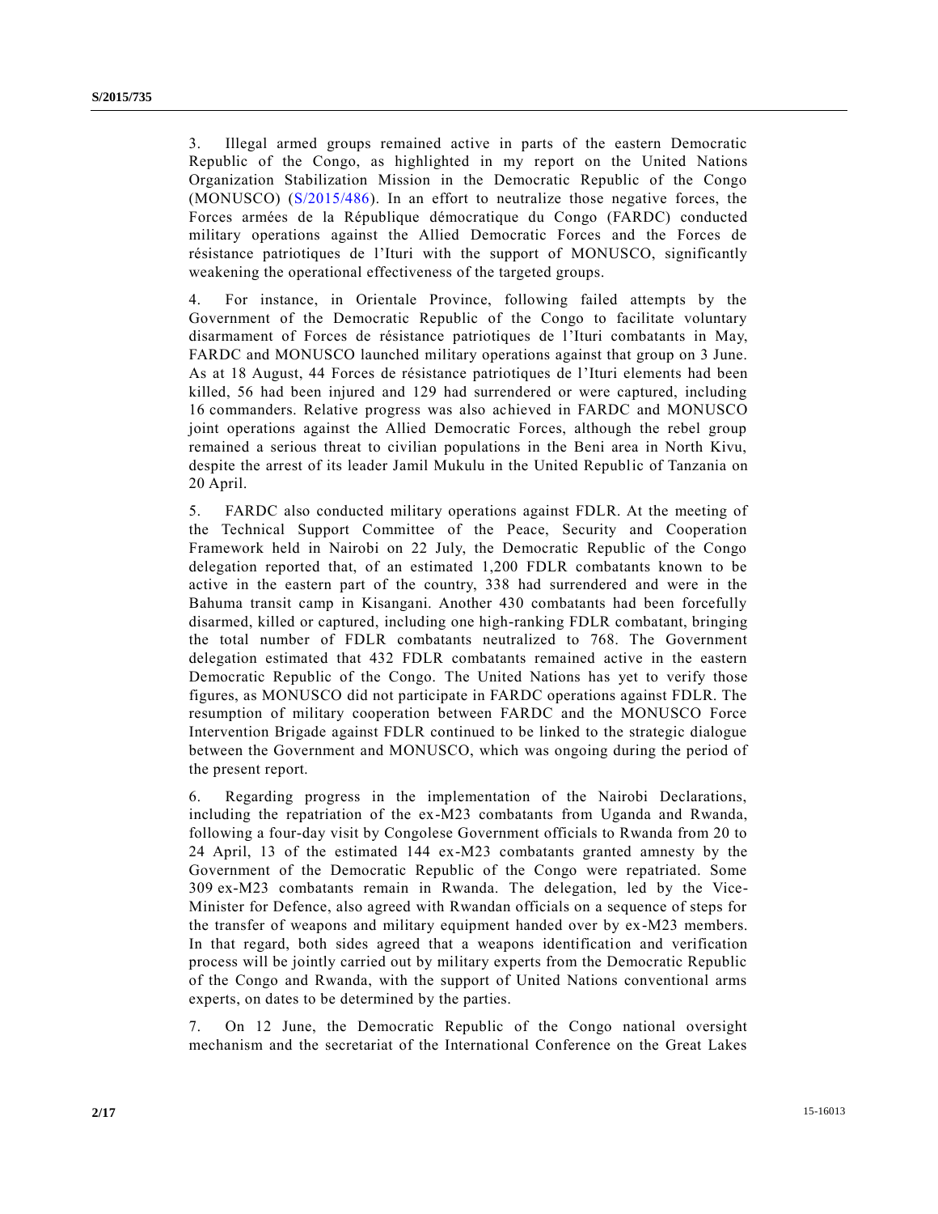3. Illegal armed groups remained active in parts of the eastern Democratic Republic of the Congo, as highlighted in my report on the United Nations Organization Stabilization Mission in the Democratic Republic of the Congo (MONUSCO) (S/2015/486). In an effort to neutralize those negative forces, the Forces armées de la République démocratique du Congo (FARDC) conducted military operations against the Allied Democratic Forces and the Forces de résistance patriotiques de l'Ituri with the support of MONUSCO, significantly weakening the operational effectiveness of the targeted groups.

4. For instance, in Orientale Province, following failed attempts by the Government of the Democratic Republic of the Congo to facilitate voluntary disarmament of Forces de résistance patriotiques de l'Ituri combatants in May, FARDC and MONUSCO launched military operations against that group on 3 June. As at 18 August, 44 Forces de résistance patriotiques de l'Ituri elements had been killed, 56 had been injured and 129 had surrendered or were captured, including 16 commanders. Relative progress was also achieved in FARDC and MONUSCO joint operations against the Allied Democratic Forces, although the rebel group remained a serious threat to civilian populations in the Beni area in North Kivu, despite the arrest of its leader Jamil Mukulu in the United Republic of Tanzania on 20 April.

5. FARDC also conducted military operations against FDLR. At the meeting of the Technical Support Committee of the Peace, Security and Cooperation Framework held in Nairobi on 22 July, the Democratic Republic of the Congo delegation reported that, of an estimated 1,200 FDLR combatants known to be active in the eastern part of the country, 338 had surrendered and were in the Bahuma transit camp in Kisangani. Another 430 combatants had been forcefully disarmed, killed or captured, including one high-ranking FDLR combatant, bringing the total number of FDLR combatants neutralized to 768. The Government delegation estimated that 432 FDLR combatants remained active in the eastern Democratic Republic of the Congo. The United Nations has yet to verify those figures, as MONUSCO did not participate in FARDC operations against FDLR. The resumption of military cooperation between FARDC and the MONUSCO Force Intervention Brigade against FDLR continued to be linked to the strategic dialogue between the Government and MONUSCO, which was ongoing during the period of the present report.

6. Regarding progress in the implementation of the Nairobi Declarations, including the repatriation of the ex-M23 combatants from Uganda and Rwanda, following a four-day visit by Congolese Government officials to Rwanda from 20 to 24 April, 13 of the estimated 144 ex-M23 combatants granted amnesty by the Government of the Democratic Republic of the Congo were repatriated. Some 309 ex-M23 combatants remain in Rwanda. The delegation, led by the Vice-Minister for Defence, also agreed with Rwandan officials on a sequence of steps for the transfer of weapons and military equipment handed over by ex-M23 members. In that regard, both sides agreed that a weapons identification and verification process will be jointly carried out by military experts from the Democratic Republic of the Congo and Rwanda, with the support of United Nations conventional arms experts, on dates to be determined by the parties.

7. On 12 June, the Democratic Republic of the Congo national oversight mechanism and the secretariat of the International Conference on the Great Lakes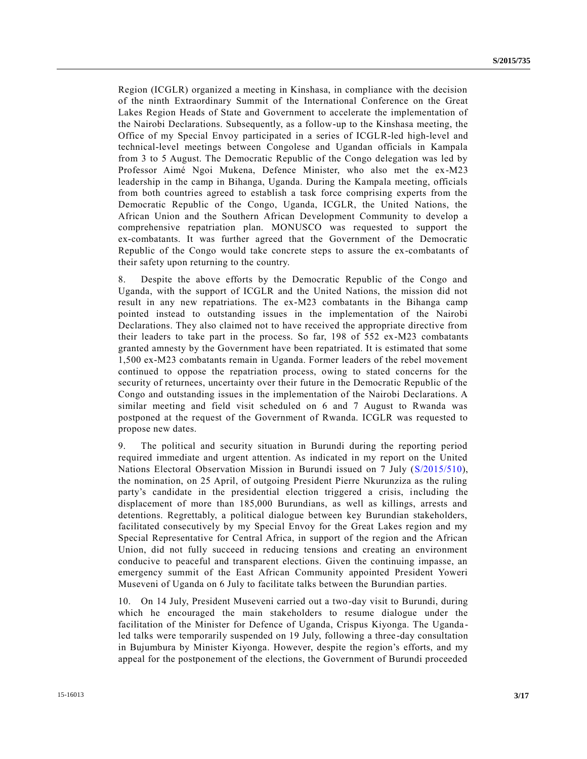Region (ICGLR) organized a meeting in Kinshasa, in compliance with the decision of the ninth Extraordinary Summit of the International Conference on the Great Lakes Region Heads of State and Government to accelerate the implementation of the Nairobi Declarations. Subsequently, as a follow-up to the Kinshasa meeting, the Office of my Special Envoy participated in a series of ICGLR-led high-level and technical-level meetings between Congolese and Ugandan officials in Kampala from 3 to 5 August. The Democratic Republic of the Congo delegation was led by Professor Aimé Ngoi Mukena, Defence Minister, who also met the ex-M23 leadership in the camp in Bihanga, Uganda. During the Kampala meeting, officials from both countries agreed to establish a task force comprising experts from the Democratic Republic of the Congo, Uganda, ICGLR, the United Nations, the African Union and the Southern African Development Community to develop a comprehensive repatriation plan. MONUSCO was requested to support the ex-combatants. It was further agreed that the Government of the Democratic Republic of the Congo would take concrete steps to assure the ex-combatants of their safety upon returning to the country.

8. Despite the above efforts by the Democratic Republic of the Congo and Uganda, with the support of ICGLR and the United Nations, the mission did not result in any new repatriations. The ex-M23 combatants in the Bihanga camp pointed instead to outstanding issues in the implementation of the Nairobi Declarations. They also claimed not to have received the appropriate directive from their leaders to take part in the process. So far, 198 of 552 ex-M23 combatants granted amnesty by the Government have been repatriated. It is estimated that some 1,500 ex-M23 combatants remain in Uganda. Former leaders of the rebel movement continued to oppose the repatriation process, owing to stated concerns for the security of returnees, uncertainty over their future in the Democratic Republic of the Congo and outstanding issues in the implementation of the Nairobi Declarations. A similar meeting and field visit scheduled on 6 and 7 August to Rwanda was postponed at the request of the Government of Rwanda. ICGLR was requested to propose new dates.

9. The political and security situation in Burundi during the reporting period required immediate and urgent attention. As indicated in my report on the United Nations Electoral Observation Mission in Burundi issued on 7 July (S/2015/510), the nomination, on 25 April, of outgoing President Pierre Nkurunziza as the ruling party's candidate in the presidential election triggered a crisis, including the displacement of more than 185,000 Burundians, as well as killings, arrests and detentions. Regrettably, a political dialogue between key Burundian stakeholders, facilitated consecutively by my Special Envoy for the Great Lakes region and my Special Representative for Central Africa, in support of the region and the African Union, did not fully succeed in reducing tensions and creating an environment conducive to peaceful and transparent elections. Given the continuing impasse, an emergency summit of the East African Community appointed President Yoweri Museveni of Uganda on 6 July to facilitate talks between the Burundian parties.

10. On 14 July, President Museveni carried out a two-day visit to Burundi, during which he encouraged the main stakeholders to resume dialogue under the facilitation of the Minister for Defence of Uganda, Crispus Kiyonga. The Uganda-led talks were temporarily suspended on 19 July, following a three-day consultation in Bujumbura by Minister Kiyonga. However, despite the region's efforts, and my appeal for the postponement of the elections, the Government of Burundi proceeded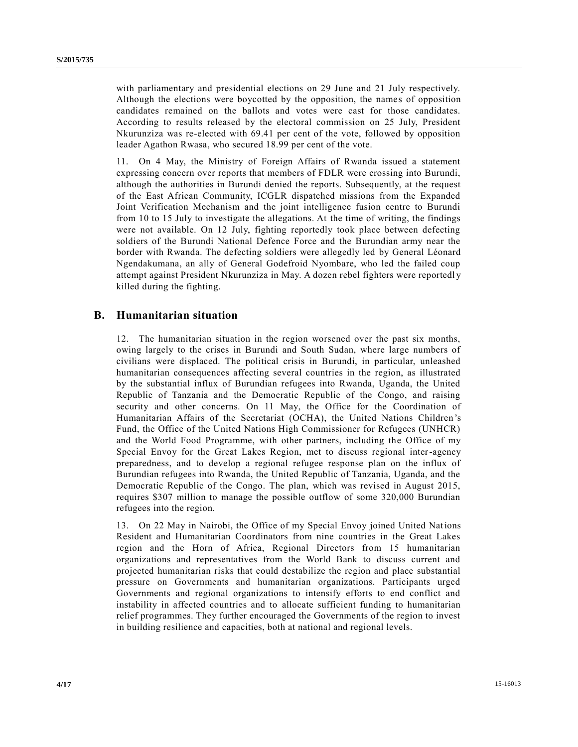with parliamentary and presidential elections on 29 June and 21 July respectively. Although the elections were boycotted by the opposition, the names of opposition candidates remained on the ballots and votes were cast for those candidates. According to results released by the electoral commission on 25 July, President Nkurunziza was re-elected with 69.41 per cent of the vote, followed by opposition leader Agathon Rwasa, who secured 18.99 per cent of the vote.

11. On 4 May, the Ministry of Foreign Affairs of Rwanda issued a statement expressing concern over reports that members of FDLR were crossing into Burundi, although the authorities in Burundi denied the reports. Subsequently, at the request of the East African Community, ICGLR dispatched missions from the Expanded Joint Verification Mechanism and the joint intelligence fusion centre to Burundi from 10 to 15 July to investigate the allegations. At the time of writing, the findings were not available. On 12 July, fighting reportedly took place between defecting soldiers of the Burundi National Defence Force and the Burundian army near the border with Rwanda. The defecting soldiers were allegedly led by General Léonard Ngendakumana, an ally of General Godefroid Nyombare, who led the failed coup attempt against President Nkurunziza in May. A dozen rebel fighters were reportedly killed during the fighting.

## B. Humanitarian situation

12. The humanitarian situation in the region worsened over the past six months, owing largely to the crises in Burundi and South Sudan, where large numbers of civilians were displaced. The political crisis in Burundi, in particular, unleashed humanitarian consequences affecting several countries in the region, as illustrated by the substantial influx of Burundian refugees into Rwanda, Uganda, the United Republic of Tanzania and the Democratic Republic of the Congo, and raising security and other concerns. On 11 May, the Office for the Coordination of Humanitarian Affairs of the Secretariat (OCHA), the United Nations Children's Fund, the Office of the United Nations High Commissioner for Refugees (UNHCR) and the World Food Programme, with other partners, including the Office of my Special Envoy for the Great Lakes Region, met to discuss regional inter-agency preparedness, and to develop a regional refugee response plan on the influx of Burundian refugees into Rwanda, the United Republic of Tanzania, Uganda, and the Democratic Republic of the Congo. The plan, which was revised in August 2015, requires $307 million to manage the possible outflow of some 320,000 Burundian refugees into the region.

13. On 22 May in Nairobi, the Office of my Special Envoy joined United Nations Resident and Humanitarian Coordinators from nine countries in the Great Lakes region and the Horn of Africa, Regional Directors from 15 humanitarian organizations and representatives from the World Bank to discuss current and projected humanitarian risks that could destabilize the region and place substantial pressure on Governments and humanitarian organizations. Participants urged Governments and regional organizations to intensify efforts to end conflict and instability in affected countries and to allocate sufficient funding to humanitarian relief programmes. They further encouraged the Governments of the region to invest in building resilience and capacities, both at national and regional levels.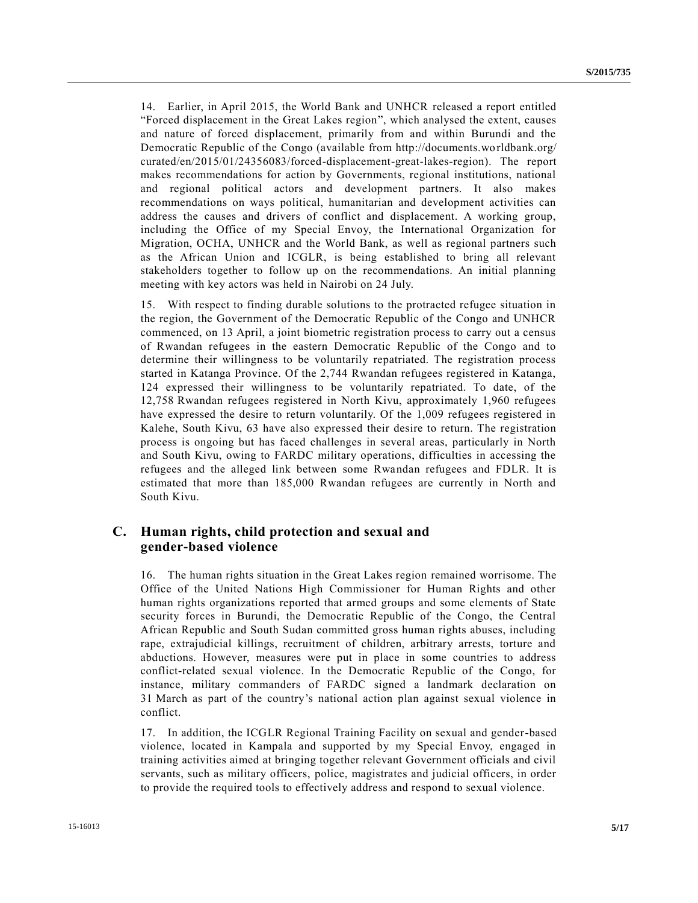14. Earlier, in April 2015, the World Bank and UNHCR released a report entitled "Forced displacement in the Great Lakes region", which analysed the extent, causes and nature of forced displacement, primarily from and within Burundi and the Democratic Republic of the Congo (available from http://documents.worldbank.org/curated/en/2015/01/24356083/forced-displacement-great-lakes-region). The report makes recommendations for action by Governments, regional institutions, national and regional political actors and development partners. It also makes recommendations on ways political, humanitarian and development activities can address the causes and drivers of conflict and displacement. A working group, including the Office of my Special Envoy, the International Organization for Migration, OCHA, UNHCR and the World Bank, as well as regional partners such as the African Union and ICGLR, is being established to bring all relevant stakeholders together to follow up on the recommendations. An initial planning meeting with key actors was held in Nairobi on 24 July.

15. With respect to finding durable solutions to the protracted refugee situation in the region, the Government of the Democratic Republic of the Congo and UNHCR commenced, on 13 April, a joint biometric registration process to carry out a census of Rwandan refugees in the eastern Democratic Republic of the Congo and to determine their willingness to be voluntarily repatriated. The registration process started in Katanga Province. Of the 2,744 Rwandan refugees registered in Katanga, 124 expressed their willingness to be voluntarily repatriated. To date, of the 12,758 Rwandan refugees registered in North Kivu, approximately 1,960 refugees have expressed the desire to return voluntarily. Of the 1,009 refugees registered in Kalehe, South Kivu, 63 have also expressed their desire to return. The registration process is ongoing but has faced challenges in several areas, particularly in North and South Kivu, owing to FARDC military operations, difficulties in accessing the refugees and the alleged link between some Rwandan refugees and FDLR. It is estimated that more than 185,000 Rwandan refugees are currently in North and South Kivu.

## C. Human rights, child protection and sexual and gender-based violence

16. The human rights situation in the Great Lakes region remained worrisome. The Office of the United Nations High Commissioner for Human Rights and other human rights organizations reported that armed groups and some elements of State security forces in Burundi, the Democratic Republic of the Congo, the Central African Republic and South Sudan committed gross human rights abuses, including rape, extrajudicial killings, recruitment of children, arbitrary arrests, torture and abductions. However, measures were put in place in some countries to address conflict-related sexual violence. In the Democratic Republic of the Congo, for instance, military commanders of FARDC signed a landmark declaration on 31 March as part of the country's national action plan against sexual violence in conflict.

17. In addition, the ICGLR Regional Training Facility on sexual and gender-based violence, located in Kampala and supported by my Special Envoy, engaged in training activities aimed at bringing together relevant Government officials and civil servants, such as military officers, police, magistrates and judicial officers, in order to provide the required tools to effectively address and respond to sexual violence.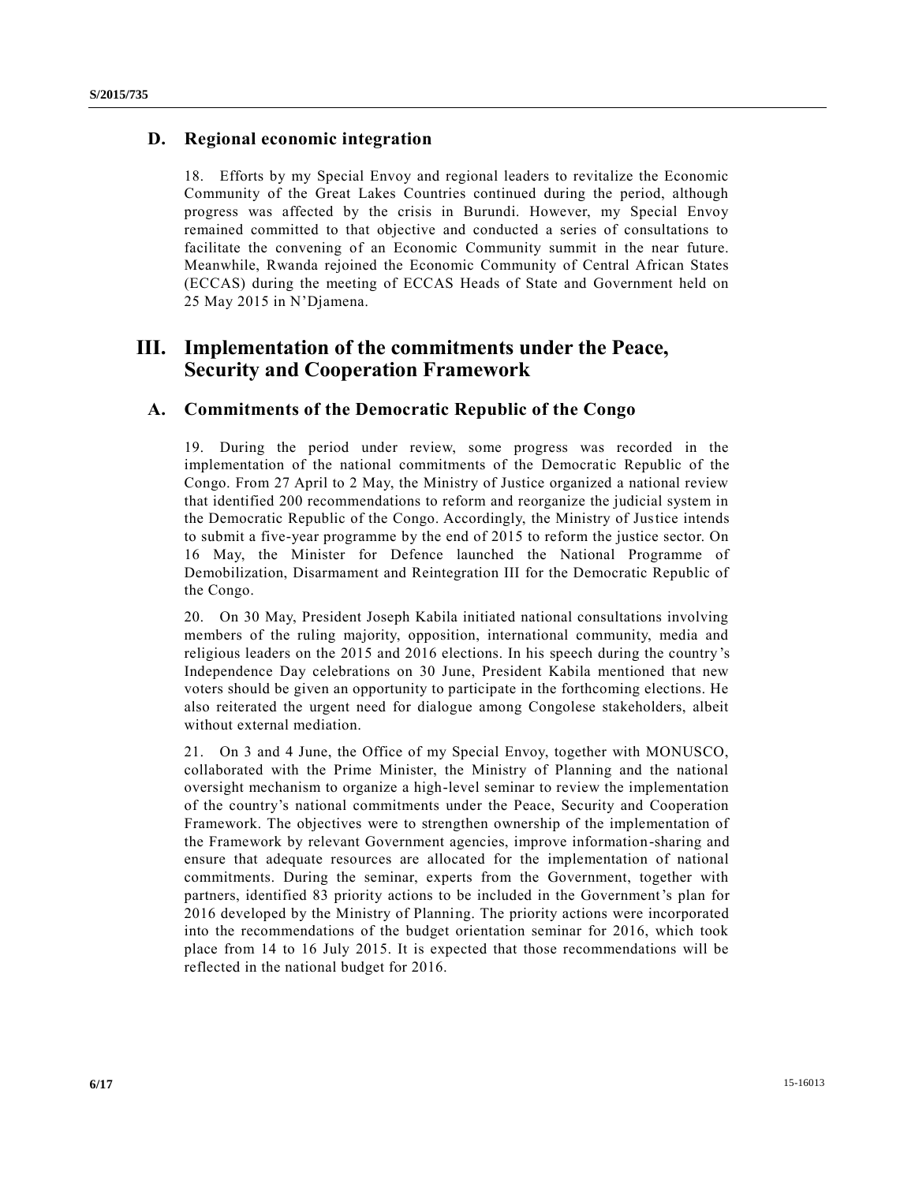### D. Regional economic integration

18. Efforts by my Special Envoy and regional leaders to revitalize the Economic Community of the Great Lakes Countries continued during the period, although progress was affected by the crisis in Burundi. However, my Special Envoy remained committed to that objective and conducted a series of consultations to facilitate the convening of an Economic Community summit in the near future. Meanwhile, Rwanda rejoined the Economic Community of Central African States (ECCAS) during the meeting of ECCAS Heads of State and Government held on 25 May 2015 in N'Djamena.

## III. Implementation of the commitments under the Peace, Security and Cooperation Framework

### A. Commitments of the Democratic Republic of the Congo

19. During the period under review, some progress was recorded in the implementation of the national commitments of the Democratic Republic of the Congo. From 27 April to 2 May, the Ministry of Justice organized a national review that identified 200 recommendations to reform and reorganize the judicial system in the Democratic Republic of the Congo. Accordingly, the Ministry of Justice intends to submit a five-year programme by the end of 2015 to reform the justice sector. On 16 May, the Minister for Defence launched the National Programme of Demobilization, Disarmament and Reintegration III for the Democratic Republic of the Congo.

20. On 30 May, President Joseph Kabila initiated national consultations involving members of the ruling majority, opposition, international community, media and religious leaders on the 2015 and 2016 elections. In his speech during the country's Independence Day celebrations on 30 June, President Kabila mentioned that new voters should be given an opportunity to participate in the forthcoming elections. He also reiterated the urgent need for dialogue among Congolese stakeholders, albeit without external mediation.

21. On 3 and 4 June, the Office of my Special Envoy, together with MONUSCO, collaborated with the Prime Minister, the Ministry of Planning and the national oversight mechanism to organize a high-level seminar to review the implementation of the country's national commitments under the Peace, Security and Cooperation Framework. The objectives were to strengthen ownership of the implementation of the Framework by relevant Government agencies, improve information-sharing and ensure that adequate resources are allocated for the implementation of national commitments. During the seminar, experts from the Government, together with partners, identified 83 priority actions to be included in the Government's plan for 2016 developed by the Ministry of Planning. The priority actions were incorporated into the recommendations of the budget orientation seminar for 2016, which took place from 14 to 16 July 2015. It is expected that those recommendations will be reflected in the national budget for 2016.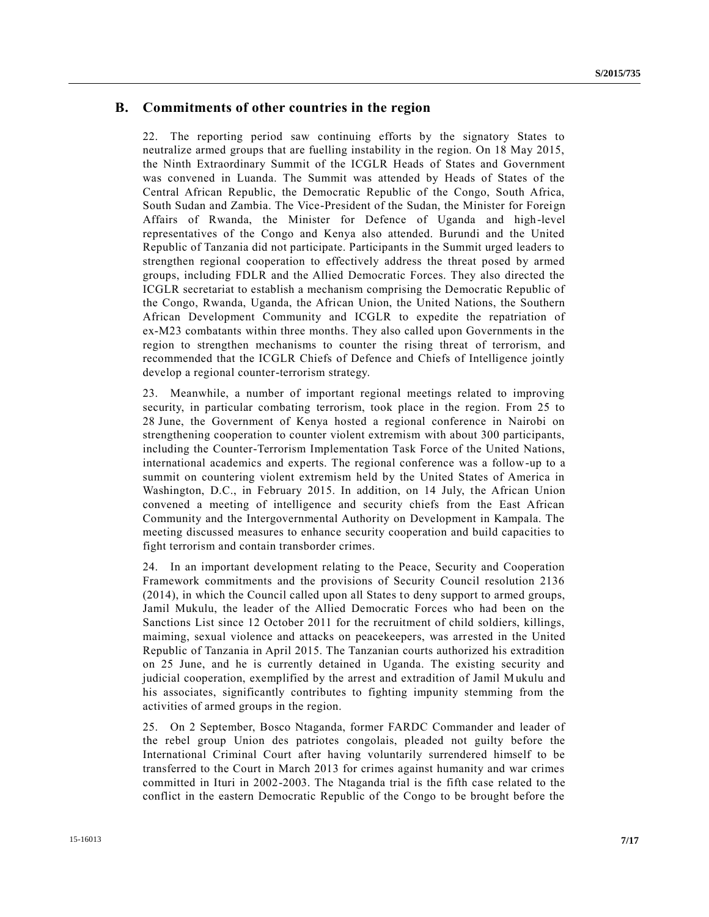## B. Commitments of other countries in the region

22. The reporting period saw continuing efforts by the signatory States to neutralize armed groups that are fuelling instability in the region. On 18 May 2015, the Ninth Extraordinary Summit of the ICGLR Heads of States and Government was convened in Luanda. The Summit was attended by Heads of States of the Central African Republic, the Democratic Republic of the Congo, South Africa, South Sudan and Zambia. The Vice-President of the Sudan, the Minister for Foreign Affairs of Rwanda, the Minister for Defence of Uganda and high-level representatives of the Congo and Kenya also attended. Burundi and the United Republic of Tanzania did not participate. Participants in the Summit urged leaders to strengthen regional cooperation to effectively address the threat posed by armed groups, including FDLR and the Allied Democratic Forces. They also directed the ICGLR secretariat to establish a mechanism comprising the Democratic Republic of the Congo, Rwanda, Uganda, the African Union, the United Nations, the Southern African Development Community and ICGLR to expedite the repatriation of ex-M23 combatants within three months. They also called upon Governments in the region to strengthen mechanisms to counter the rising threat of terrorism, and recommended that the ICGLR Chiefs of Defence and Chiefs of Intelligence jointly develop a regional counter-terrorism strategy.

23. Meanwhile, a number of important regional meetings related to improving security, in particular combating terrorism, took place in the region. From 25 to 28 June, the Government of Kenya hosted a regional conference in Nairobi on strengthening cooperation to counter violent extremism with about 300 participants, including the Counter-Terrorism Implementation Task Force of the United Nations, international academics and experts. The regional conference was a follow-up to a summit on countering violent extremism held by the United States of America in Washington, D.C., in February 2015. In addition, on 14 July, the African Union convened a meeting of intelligence and security chiefs from the East African Community and the Intergovernmental Authority on Development in Kampala. The meeting discussed measures to enhance security cooperation and build capacities to fight terrorism and contain transborder crimes.

24. In an important development relating to the Peace, Security and Cooperation Framework commitments and the provisions of Security Council resolution 2136 (2014), in which the Council called upon all States to deny support to armed groups, Jamil Mukulu, the leader of the Allied Democratic Forces who had been on the Sanctions List since 12 October 2011 for the recruitment of child soldiers, killings, maiming, sexual violence and attacks on peacekeepers, was arrested in the United Republic of Tanzania in April 2015. The Tanzanian courts authorized his extradition on 25 June, and he is currently detained in Uganda. The existing security and judicial cooperation, exemplified by the arrest and extradition of Jamil Mukulu and his associates, significantly contributes to fighting impunity stemming from the activities of armed groups in the region.

25. On 2 September, Bosco Ntaganda, former FARDC Commander and leader of the rebel group Union des patriotes congolais, pleaded not guilty before the International Criminal Court after having voluntarily surrendered himself to be transferred to the Court in March 2013 for crimes against humanity and war crimes committed in Ituri in 2002-2003. The Ntaganda trial is the fifth case related to the conflict in the eastern Democratic Republic of the Congo to be brought before the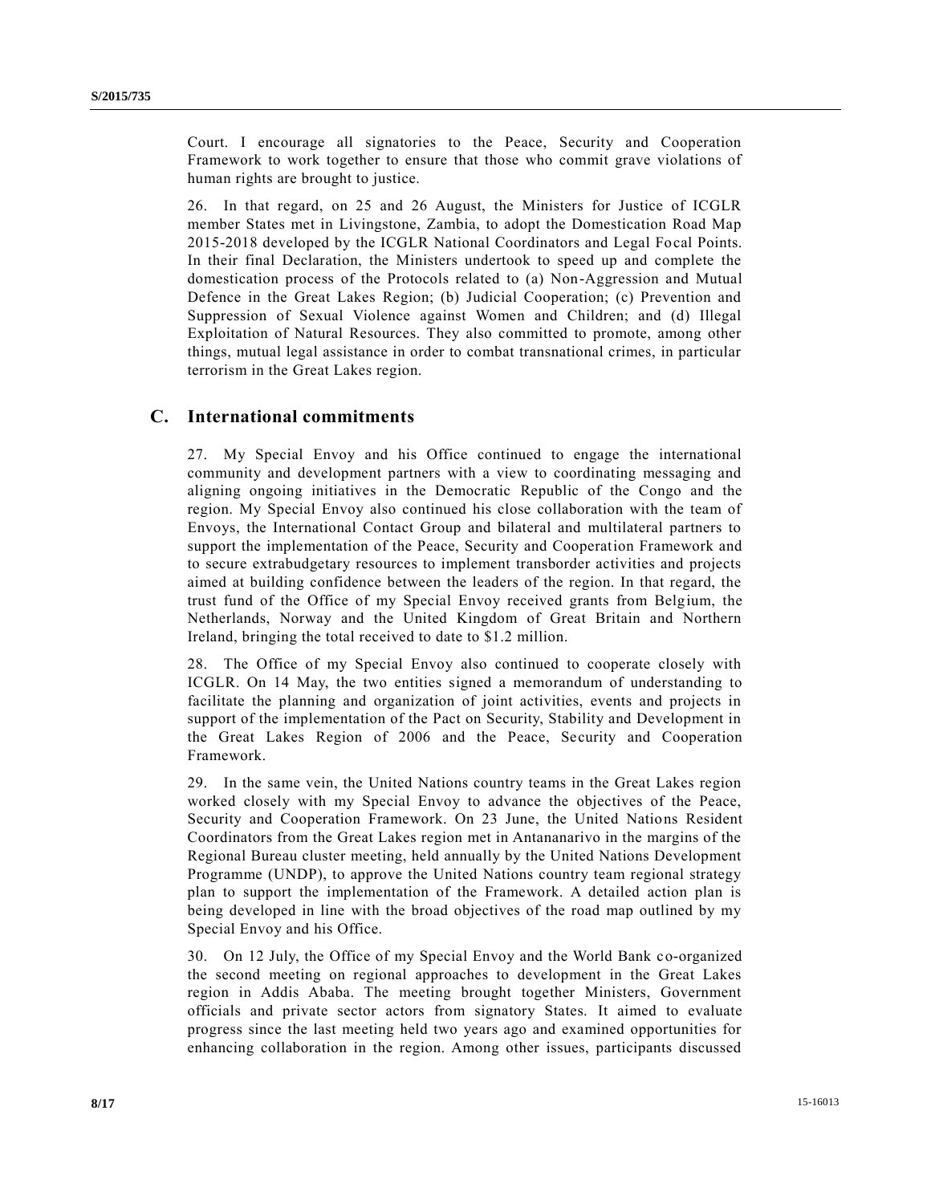Court. I encourage all signatories to the Peace, Security and Cooperation Framework to work together to ensure that those who commit grave violations of human rights are brought to justice.

26. In that regard, on 25 and 26 August, the Ministers for Justice of ICGLR member States met in Livingstone, Zambia, to adopt the Domestication Road Map 2015-2018 developed by the ICGLR National Coordinators and Legal Focal Points. In their final Declaration, the Ministers undertook to speed up and complete the domestication process of the Protocols related to (a) Non-Aggression and Mutual Defence in the Great Lakes Region; (b) Judicial Cooperation; (c) Prevention and Suppression of Sexual Violence against Women and Children; and (d) Illegal Exploitation of Natural Resources. They also committed to promote, among other things, mutual legal assistance in order to combat transnational crimes, in particular terrorism in the Great Lakes region.

## C. International commitments

27. My Special Envoy and his Office continued to engage the international community and development partners with a view to coordinating messaging and aligning ongoing initiatives in the Democratic Republic of the Congo and the region. My Special Envoy also continued his close collaboration with the team of Envoys, the International Contact Group and bilateral and multilateral partners to support the implementation of the Peace, Security and Cooperation Framework and to secure extrabudgetary resources to implement transborder activities and projects aimed at building confidence between the leaders of the region. In that regard, the trust fund of the Office of my Special Envoy received grants from Belgium, the Netherlands, Norway and the United Kingdom of Great Britain and Northern Ireland, bringing the total received to date to $1.2 million.

28. The Office of my Special Envoy also continued to cooperate closely with ICGLR. On 14 May, the two entities signed a memorandum of understanding to facilitate the planning and organization of joint activities, events and projects in support of the implementation of the Pact on Security, Stability and Development in the Great Lakes Region of 2006 and the Peace, Security and Cooperation Framework.

29. In the same vein, the United Nations country teams in the Great Lakes region worked closely with my Special Envoy to advance the objectives of the Peace, Security and Cooperation Framework. On 23 June, the United Nations Resident Coordinators from the Great Lakes region met in Antananarivo in the margins of the Regional Bureau cluster meeting, held annually by the United Nations Development Programme (UNDP), to approve the United Nations country team regional strategy plan to support the implementation of the Framework. A detailed action plan is being developed in line with the broad objectives of the road map outlined by my Special Envoy and his Office.

30. On 12 July, the Office of my Special Envoy and the World Bank co-organized the second meeting on regional approaches to development in the Great Lakes region in Addis Ababa. The meeting brought together Ministers, Government officials and private sector actors from signatory States. It aimed to evaluate progress since the last meeting held two years ago and examined opportunities for enhancing collaboration in the region. Among other issues, participants discussed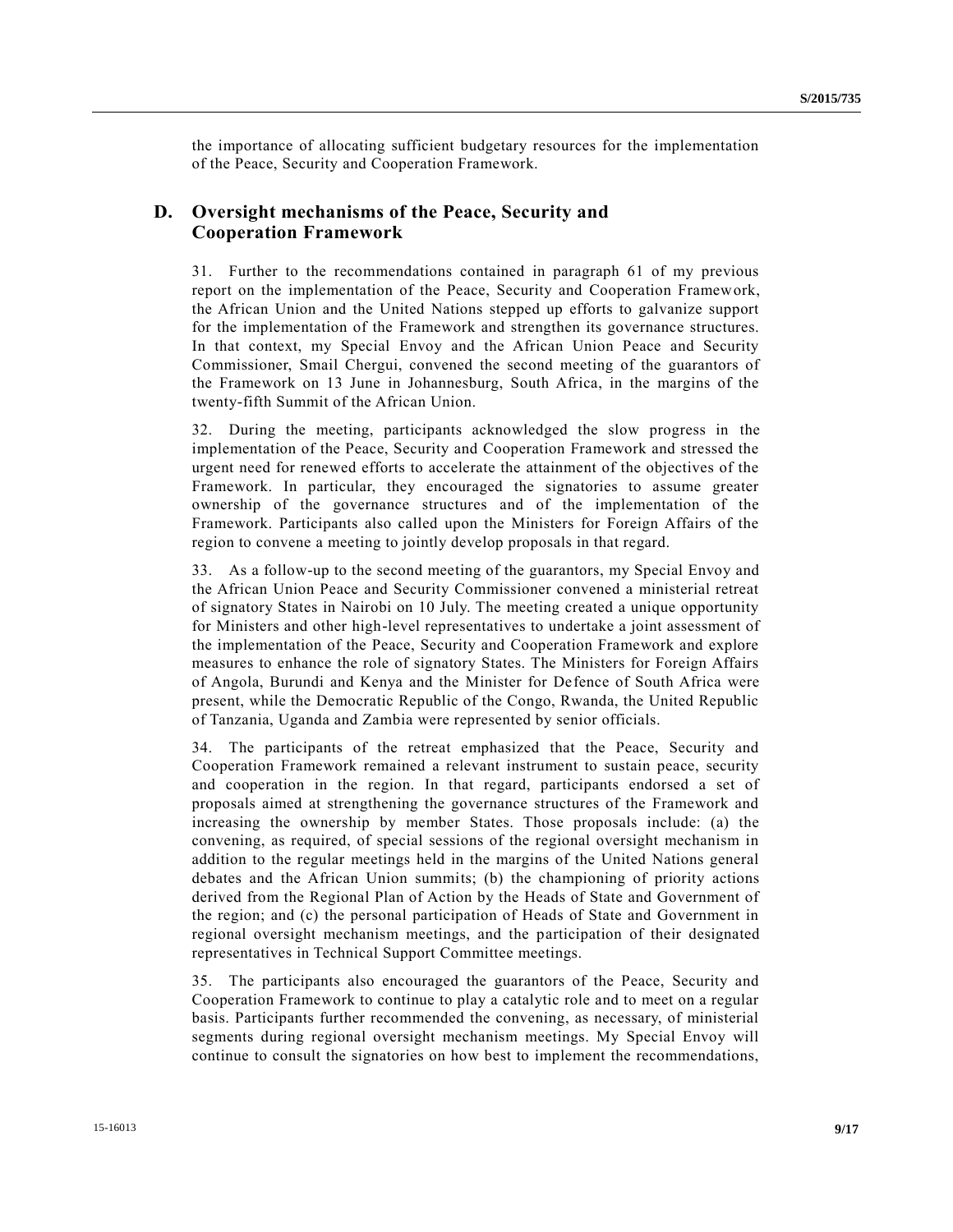the importance of allocating sufficient budgetary resources for the implementation of the Peace, Security and Cooperation Framework.

## D. Oversight mechanisms of the Peace, Security and Cooperation Framework

31. Further to the recommendations contained in paragraph 61 of my previous report on the implementation of the Peace, Security and Cooperation Framework, the African Union and the United Nations stepped up efforts to galvanize support for the implementation of the Framework and strengthen its governance structures. In that context, my Special Envoy and the African Union Peace and Security Commissioner, Smail Chergui, convened the second meeting of the guarantors of the Framework on 13 June in Johannesburg, South Africa, in the margins of the twenty-fifth Summit of the African Union.

32. During the meeting, participants acknowledged the slow progress in the implementation of the Peace, Security and Cooperation Framework and stressed the urgent need for renewed efforts to accelerate the attainment of the objectives of the Framework. In particular, they encouraged the signatories to assume greater ownership of the governance structures and of the implementation of the Framework. Participants also called upon the Ministers for Foreign Affairs of the region to convene a meeting to jointly develop proposals in that regard.

33. As a follow-up to the second meeting of the guarantors, my Special Envoy and the African Union Peace and Security Commissioner convened a ministerial retreat of signatory States in Nairobi on 10 July. The meeting created a unique opportunity for Ministers and other high-level representatives to undertake a joint assessment of the implementation of the Peace, Security and Cooperation Framework and explore measures to enhance the role of signatory States. The Ministers for Foreign Affairs of Angola, Burundi and Kenya and the Minister for Defence of South Africa were present, while the Democratic Republic of the Congo, Rwanda, the United Republic of Tanzania, Uganda and Zambia were represented by senior officials.

34. The participants of the retreat emphasized that the Peace, Security and Cooperation Framework remained a relevant instrument to sustain peace, security and cooperation in the region. In that regard, participants endorsed a set of proposals aimed at strengthening the governance structures of the Framework and increasing the ownership by member States. Those proposals include: (a) the convening, as required, of special sessions of the regional oversight mechanism in addition to the regular meetings held in the margins of the United Nations general debates and the African Union summits; (b) the championing of priority actions derived from the Regional Plan of Action by the Heads of State and Government of the region; and (c) the personal participation of Heads of State and Government in regional oversight mechanism meetings, and the participation of their designated representatives in Technical Support Committee meetings.

35. The participants also encouraged the guarantors of the Peace, Security and Cooperation Framework to continue to play a catalytic role and to meet on a regular basis. Participants further recommended the convening, as necessary, of ministerial segments during regional oversight mechanism meetings. My Special Envoy will continue to consult the signatories on how best to implement the recommendations,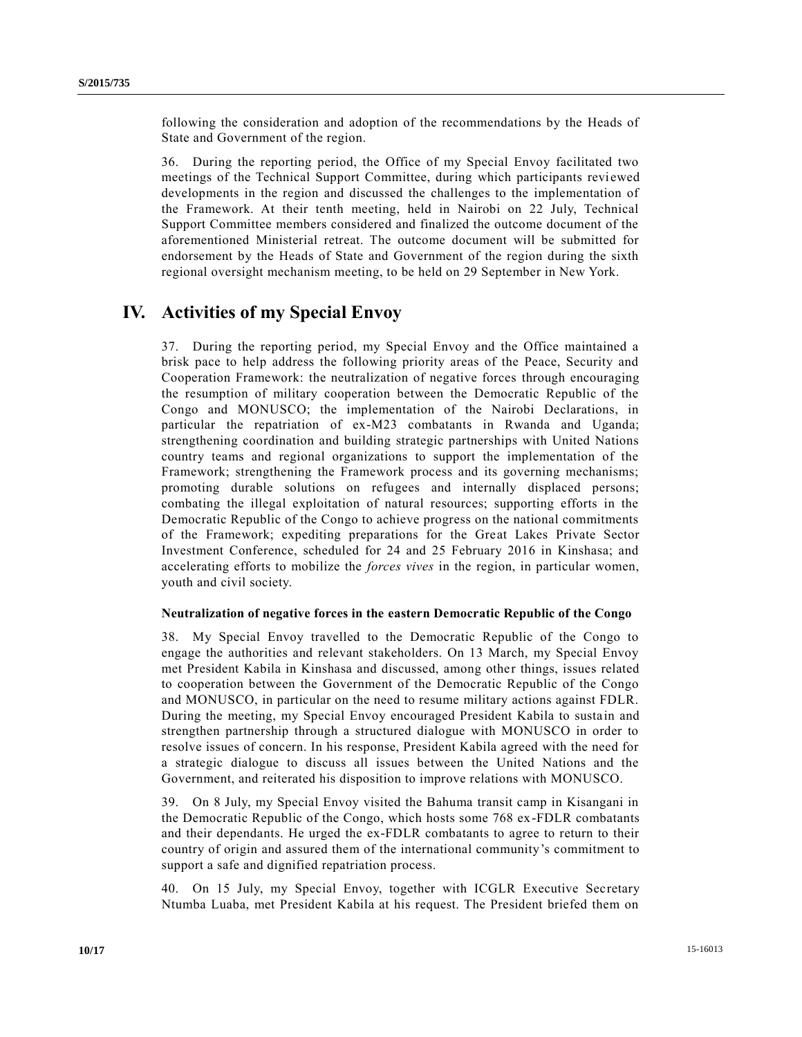following the consideration and adoption of the recommendations by the Heads of State and Government of the region.

36. During the reporting period, the Office of my Special Envoy facilitated two meetings of the Technical Support Committee, during which participants reviewed developments in the region and discussed the challenges to the implementation of the Framework. At their tenth meeting, held in Nairobi on 22 July, Technical Support Committee members considered and finalized the outcome document of the aforementioned Ministerial retreat. The outcome document will be submitted for endorsement by the Heads of State and Government of the region during the sixth regional oversight mechanism meeting, to be held on 29 September in New York.

# IV. Activities of my Special Envoy

37. During the reporting period, my Special Envoy and the Office maintained a brisk pace to help address the following priority areas of the Peace, Security and Cooperation Framework: the neutralization of negative forces through encouraging the resumption of military cooperation between the Democratic Republic of the Congo and MONUSCO; the implementation of the Nairobi Declarations, in particular the repatriation of ex-M23 combatants in Rwanda and Uganda; strengthening coordination and building strategic partnerships with United Nations country teams and regional organizations to support the implementation of the Framework; strengthening the Framework process and its governing mechanisms; promoting durable solutions on refugees and internally displaced persons; combating the illegal exploitation of natural resources; supporting efforts in the Democratic Republic of the Congo to achieve progress on the national commitments of the Framework; expediting preparations for the Great Lakes Private Sector Investment Conference, scheduled for 24 and 25 February 2016 in Kinshasa; and accelerating efforts to mobilize the *forces vives* in the region, in particular women, youth and civil society.

### Neutralization of negative forces in the eastern Democratic Republic of the Congo

38. My Special Envoy travelled to the Democratic Republic of the Congo to engage the authorities and relevant stakeholders. On 13 March, my Special Envoy met President Kabila in Kinshasa and discussed, among other things, issues related to cooperation between the Government of the Democratic Republic of the Congo and MONUSCO, in particular on the need to resume military actions against FDLR. During the meeting, my Special Envoy encouraged President Kabila to sustain and strengthen partnership through a structured dialogue with MONUSCO in order to resolve issues of concern. In his response, President Kabila agreed with the need for a strategic dialogue to discuss all issues between the United Nations and the Government, and reiterated his disposition to improve relations with MONUSCO.

39. On 8 July, my Special Envoy visited the Bahuma transit camp in Kisangani in the Democratic Republic of the Congo, which hosts some 768 ex-FDLR combatants and their dependants. He urged the ex-FDLR combatants to agree to return to their country of origin and assured them of the international community's commitment to support a safe and dignified repatriation process.

40. On 15 July, my Special Envoy, together with ICGLR Executive Secretary Ntumba Luaba, met President Kabila at his request. The President briefed them on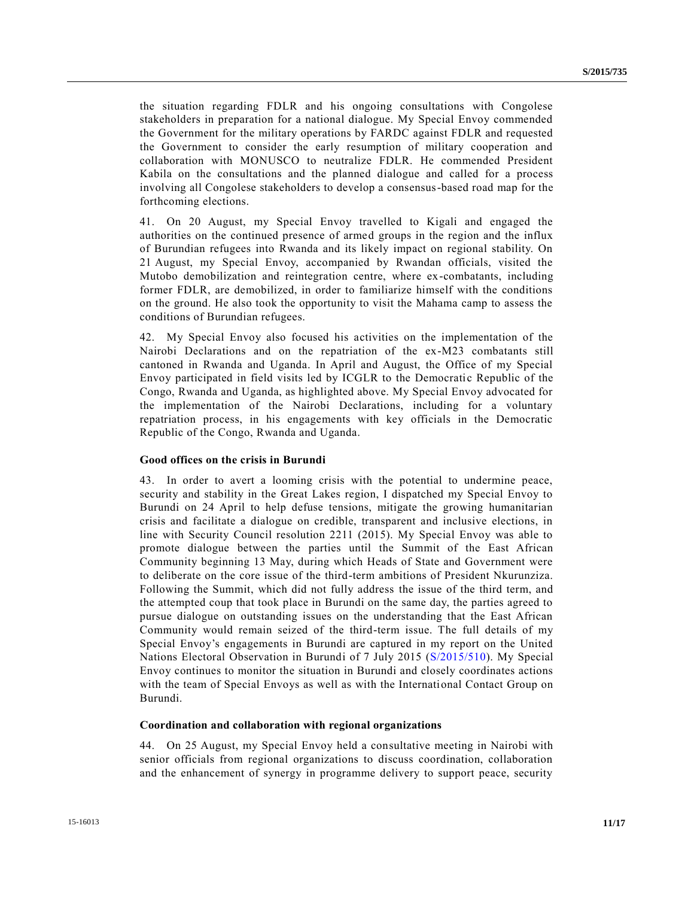the situation regarding FDLR and his ongoing consultations with Congolese stakeholders in preparation for a national dialogue. My Special Envoy commended the Government for the military operations by FARDC against FDLR and requested the Government to consider the early resumption of military cooperation and collaboration with MONUSCO to neutralize FDLR. He commended President Kabila on the consultations and the planned dialogue and called for a process involving all Congolese stakeholders to develop a consensus-based road map for the forthcoming elections.

41. On 20 August, my Special Envoy travelled to Kigali and engaged the authorities on the continued presence of armed groups in the region and the influx of Burundian refugees into Rwanda and its likely impact on regional stability. On 21 August, my Special Envoy, accompanied by Rwandan officials, visited the Mutobo demobilization and reintegration centre, where ex-combatants, including former FDLR, are demobilized, in order to familiarize himself with the conditions on the ground. He also took the opportunity to visit the Mahama camp to assess the conditions of Burundian refugees.

42. My Special Envoy also focused his activities on the implementation of the Nairobi Declarations and on the repatriation of the ex-M23 combatants still cantoned in Rwanda and Uganda. In April and August, the Office of my Special Envoy participated in field visits led by ICGLR to the Democratic Republic of the Congo, Rwanda and Uganda, as highlighted above. My Special Envoy advocated for the implementation of the Nairobi Declarations, including for a voluntary repatriation process, in his engagements with key officials in the Democratic Republic of the Congo, Rwanda and Uganda.

**Good offices on the crisis in Burundi**

43. In order to avert a looming crisis with the potential to undermine peace, security and stability in the Great Lakes region, I dispatched my Special Envoy to Burundi on 24 April to help defuse tensions, mitigate the growing humanitarian crisis and facilitate a dialogue on credible, transparent and inclusive elections, in line with Security Council resolution 2211 (2015). My Special Envoy was able to promote dialogue between the parties until the Summit of the East African Community beginning 13 May, during which Heads of State and Government were to deliberate on the core issue of the third-term ambitions of President Nkurunziza. Following the Summit, which did not fully address the issue of the third term, and the attempted coup that took place in Burundi on the same day, the parties agreed to pursue dialogue on outstanding issues on the understanding that the East African Community would remain seized of the third-term issue. The full details of my Special Envoy's engagements in Burundi are captured in my report on the United Nations Electoral Observation in Burundi of 7 July 2015 (S/2015/510). My Special Envoy continues to monitor the situation in Burundi and closely coordinates actions with the team of Special Envoys as well as with the International Contact Group on Burundi.

**Coordination and collaboration with regional organizations**

44. On 25 August, my Special Envoy held a consultative meeting in Nairobi with senior officials from regional organizations to discuss coordination, collaboration and the enhancement of synergy in programme delivery to support peace, security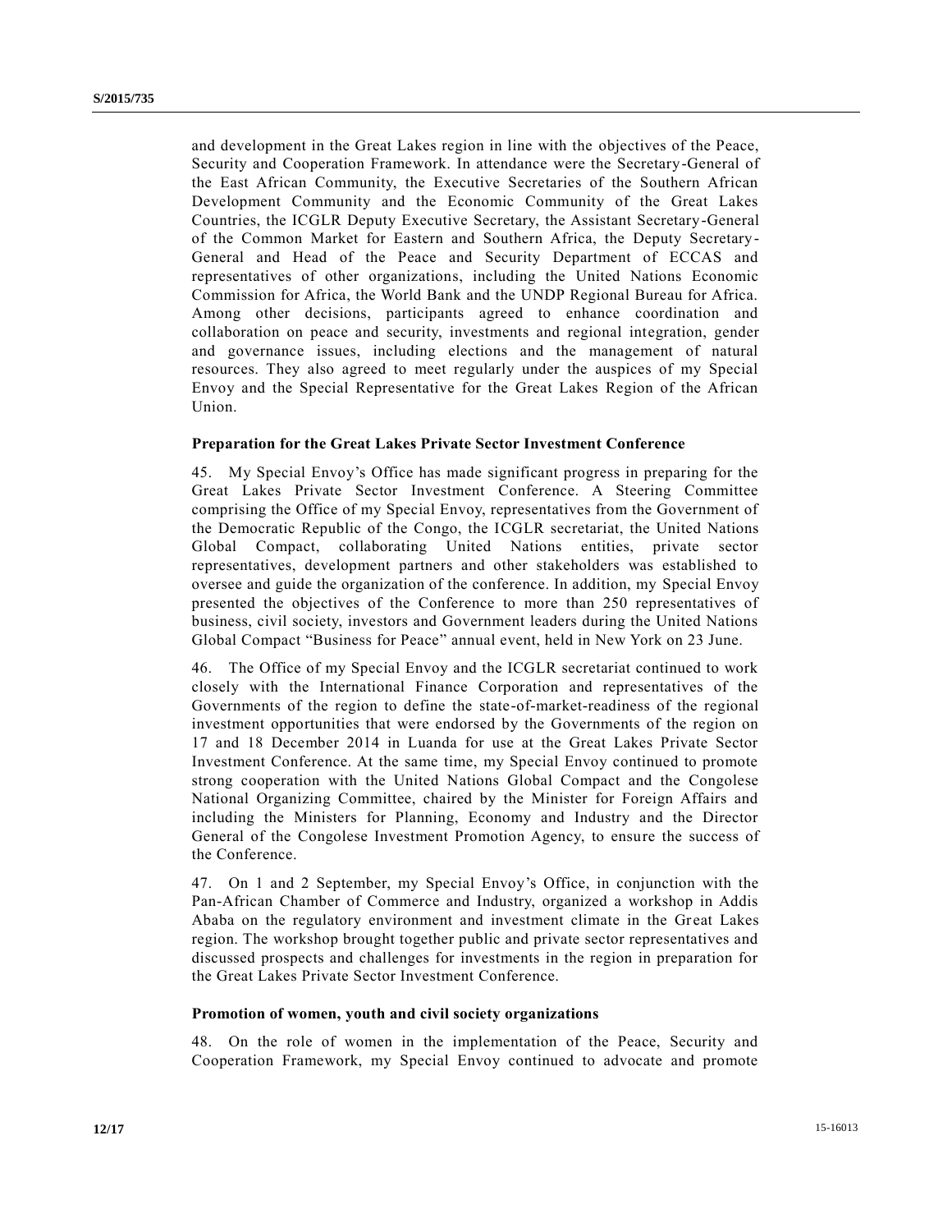and development in the Great Lakes region in line with the objectives of the Peace, Security and Cooperation Framework. In attendance were the Secretary-General of the East African Community, the Executive Secretaries of the Southern African Development Community and the Economic Community of the Great Lakes Countries, the ICGLR Deputy Executive Secretary, the Assistant Secretary-General of the Common Market for Eastern and Southern Africa, the Deputy Secretary-General and Head of the Peace and Security Department of ECCAS and representatives of other organizations, including the United Nations Economic Commission for Africa, the World Bank and the UNDP Regional Bureau for Africa. Among other decisions, participants agreed to enhance coordination and collaboration on peace and security, investments and regional integration, gender and governance issues, including elections and the management of natural resources. They also agreed to meet regularly under the auspices of my Special Envoy and the Special Representative for the Great Lakes Region of the African Union.

**Preparation for the Great Lakes Private Sector Investment Conference**

45. My Special Envoy's Office has made significant progress in preparing for the Great Lakes Private Sector Investment Conference. A Steering Committee comprising the Office of my Special Envoy, representatives from the Government of the Democratic Republic of the Congo, the ICGLR secretariat, the United Nations Global Compact, collaborating United Nations entities, private sector representatives, development partners and other stakeholders was established to oversee and guide the organization of the conference. In addition, my Special Envoy presented the objectives of the Conference to more than 250 representatives of business, civil society, investors and Government leaders during the United Nations Global Compact "Business for Peace" annual event, held in New York on 23 June.

46. The Office of my Special Envoy and the ICGLR secretariat continued to work closely with the International Finance Corporation and representatives of the Governments of the region to define the state-of-market-readiness of the regional investment opportunities that were endorsed by the Governments of the region on 17 and 18 December 2014 in Luanda for use at the Great Lakes Private Sector Investment Conference. At the same time, my Special Envoy continued to promote strong cooperation with the United Nations Global Compact and the Congolese National Organizing Committee, chaired by the Minister for Foreign Affairs and including the Ministers for Planning, Economy and Industry and the Director General of the Congolese Investment Promotion Agency, to ensure the success of the Conference.

47. On 1 and 2 September, my Special Envoy's Office, in conjunction with the Pan-African Chamber of Commerce and Industry, organized a workshop in Addis Ababa on the regulatory environment and investment climate in the Great Lakes region. The workshop brought together public and private sector representatives and discussed prospects and challenges for investments in the region in preparation for the Great Lakes Private Sector Investment Conference.

**Promotion of women, youth and civil society organizations**

48. On the role of women in the implementation of the Peace, Security and Cooperation Framework, my Special Envoy continued to advocate and promote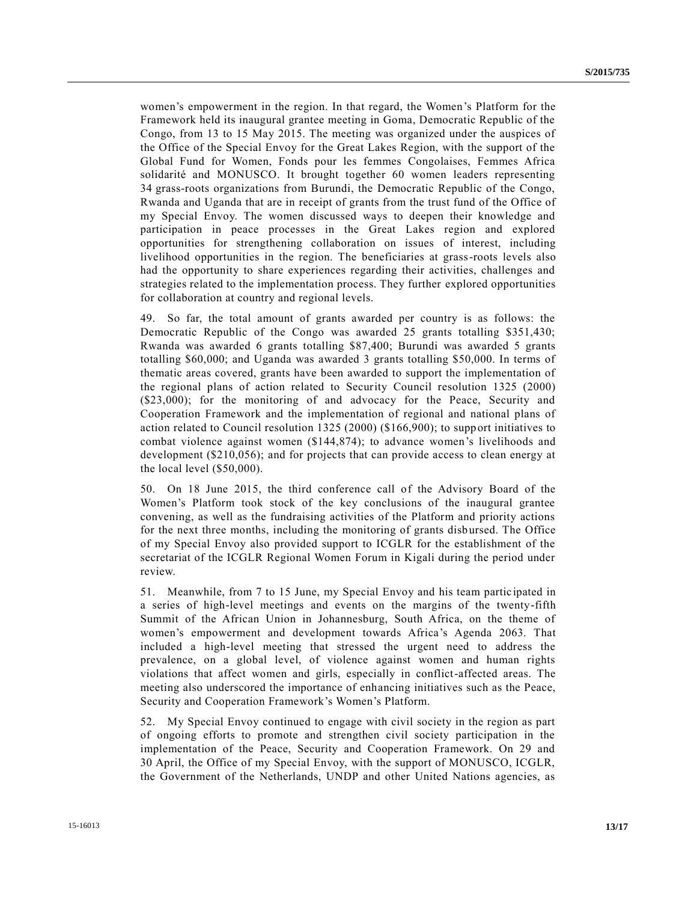women's empowerment in the region. In that regard, the Women's Platform for the Framework held its inaugural grantee meeting in Goma, Democratic Republic of the Congo, from 13 to 15 May 2015. The meeting was organized under the auspices of the Office of the Special Envoy for the Great Lakes Region, with the support of the Global Fund for Women, Fonds pour les femmes Congolaises, Femmes Africa solidarité and MONUSCO. It brought together 60 women leaders representing 34 grass-roots organizations from Burundi, the Democratic Republic of the Congo, Rwanda and Uganda that are in receipt of grants from the trust fund of the Office of my Special Envoy. The women discussed ways to deepen their knowledge and participation in peace processes in the Great Lakes region and explored opportunities for strengthening collaboration on issues of interest, including livelihood opportunities in the region. The beneficiaries at grass-roots levels also had the opportunity to share experiences regarding their activities, challenges and strategies related to the implementation process. They further explored opportunities for collaboration at country and regional levels.

49. So far, the total amount of grants awarded per country is as follows: the Democratic Republic of the Congo was awarded 25 grants totalling $351,430; Rwanda was awarded 6 grants totalling $87,400; Burundi was awarded 5 grants totalling $60,000; and Uganda was awarded 3 grants totalling $50,000. In terms of thematic areas covered, grants have been awarded to support the implementation of the regional plans of action related to Security Council resolution 1325 (2000) ($23,000); for the monitoring of and advocacy for the Peace, Security and Cooperation Framework and the implementation of regional and national plans of action related to Council resolution 1325 (2000) ($166,900); to support initiatives to combat violence against women ($144,874); to advance women's livelihoods and development ($210,056); and for projects that can provide access to clean energy at the local level ($50,000).

50. On 18 June 2015, the third conference call of the Advisory Board of the Women's Platform took stock of the key conclusions of the inaugural grantee convening, as well as the fundraising activities of the Platform and priority actions for the next three months, including the monitoring of grants disbursed. The Office of my Special Envoy also provided support to ICGLR for the establishment of the secretariat of the ICGLR Regional Women Forum in Kigali during the period under review.

51. Meanwhile, from 7 to 15 June, my Special Envoy and his team participated in a series of high-level meetings and events on the margins of the twenty-fifth Summit of the African Union in Johannesburg, South Africa, on the theme of women's empowerment and development towards Africa's Agenda 2063. That included a high-level meeting that stressed the urgent need to address the prevalence, on a global level, of violence against women and human rights violations that affect women and girls, especially in conflict-affected areas. The meeting also underscored the importance of enhancing initiatives such as the Peace, Security and Cooperation Framework's Women's Platform.

52. My Special Envoy continued to engage with civil society in the region as part of ongoing efforts to promote and strengthen civil society participation in the implementation of the Peace, Security and Cooperation Framework. On 29 and 30 April, the Office of my Special Envoy, with the support of MONUSCO, ICGLR, the Government of the Netherlands, UNDP and other United Nations agencies, as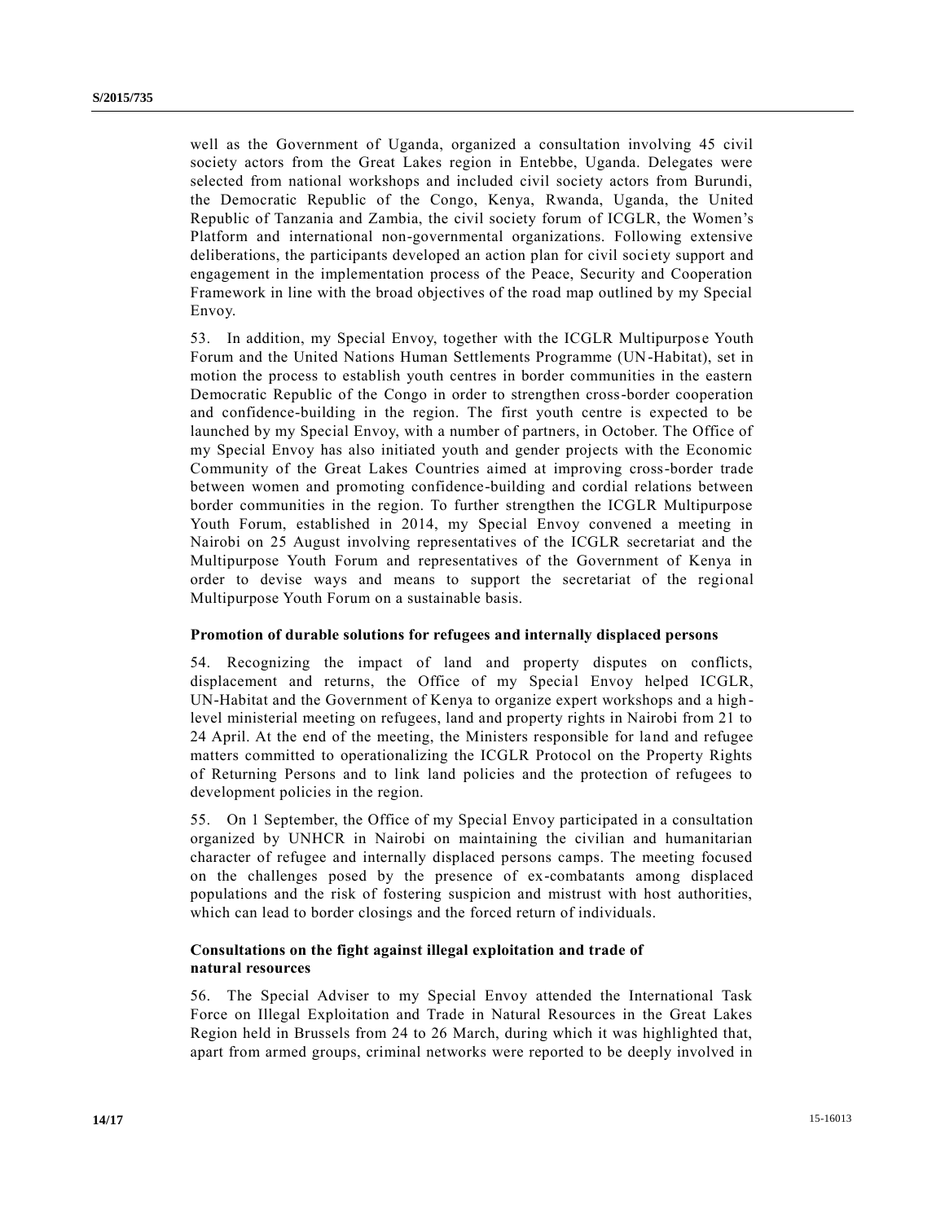well as the Government of Uganda, organized a consultation involving 45 civil society actors from the Great Lakes region in Entebbe, Uganda. Delegates were selected from national workshops and included civil society actors from Burundi, the Democratic Republic of the Congo, Kenya, Rwanda, Uganda, the United Republic of Tanzania and Zambia, the civil society forum of ICGLR, the Women's Platform and international non-governmental organizations. Following extensive deliberations, the participants developed an action plan for civil society support and engagement in the implementation process of the Peace, Security and Cooperation Framework in line with the broad objectives of the road map outlined by my Special Envoy.

53. In addition, my Special Envoy, together with the ICGLR Multipurpose Youth Forum and the United Nations Human Settlements Programme (UN-Habitat), set in motion the process to establish youth centres in border communities in the eastern Democratic Republic of the Congo in order to strengthen cross-border cooperation and confidence-building in the region. The first youth centre is expected to be launched by my Special Envoy, with a number of partners, in October. The Office of my Special Envoy has also initiated youth and gender projects with the Economic Community of the Great Lakes Countries aimed at improving cross-border trade between women and promoting confidence-building and cordial relations between border communities in the region. To further strengthen the ICGLR Multipurpose Youth Forum, established in 2014, my Special Envoy convened a meeting in Nairobi on 25 August involving representatives of the ICGLR secretariat and the Multipurpose Youth Forum and representatives of the Government of Kenya in order to devise ways and means to support the secretariat of the regional Multipurpose Youth Forum on a sustainable basis.

**Promotion of durable solutions for refugees and internally displaced persons**

54. Recognizing the impact of land and property disputes on conflicts, displacement and returns, the Office of my Special Envoy helped ICGLR, UN-Habitat and the Government of Kenya to organize expert workshops and a high-level ministerial meeting on refugees, land and property rights in Nairobi from 21 to 24 April. At the end of the meeting, the Ministers responsible for land and refugee matters committed to operationalizing the ICGLR Protocol on the Property Rights of Returning Persons and to link land policies and the protection of refugees to development policies in the region.

55. On 1 September, the Office of my Special Envoy participated in a consultation organized by UNHCR in Nairobi on maintaining the civilian and humanitarian character of refugee and internally displaced persons camps. The meeting focused on the challenges posed by the presence of ex-combatants among displaced populations and the risk of fostering suspicion and mistrust with host authorities, which can lead to border closings and the forced return of individuals.

**Consultations on the fight against illegal exploitation and trade of natural resources**

56. The Special Adviser to my Special Envoy attended the International Task Force on Illegal Exploitation and Trade in Natural Resources in the Great Lakes Region held in Brussels from 24 to 26 March, during which it was highlighted that, apart from armed groups, criminal networks were reported to be deeply involved in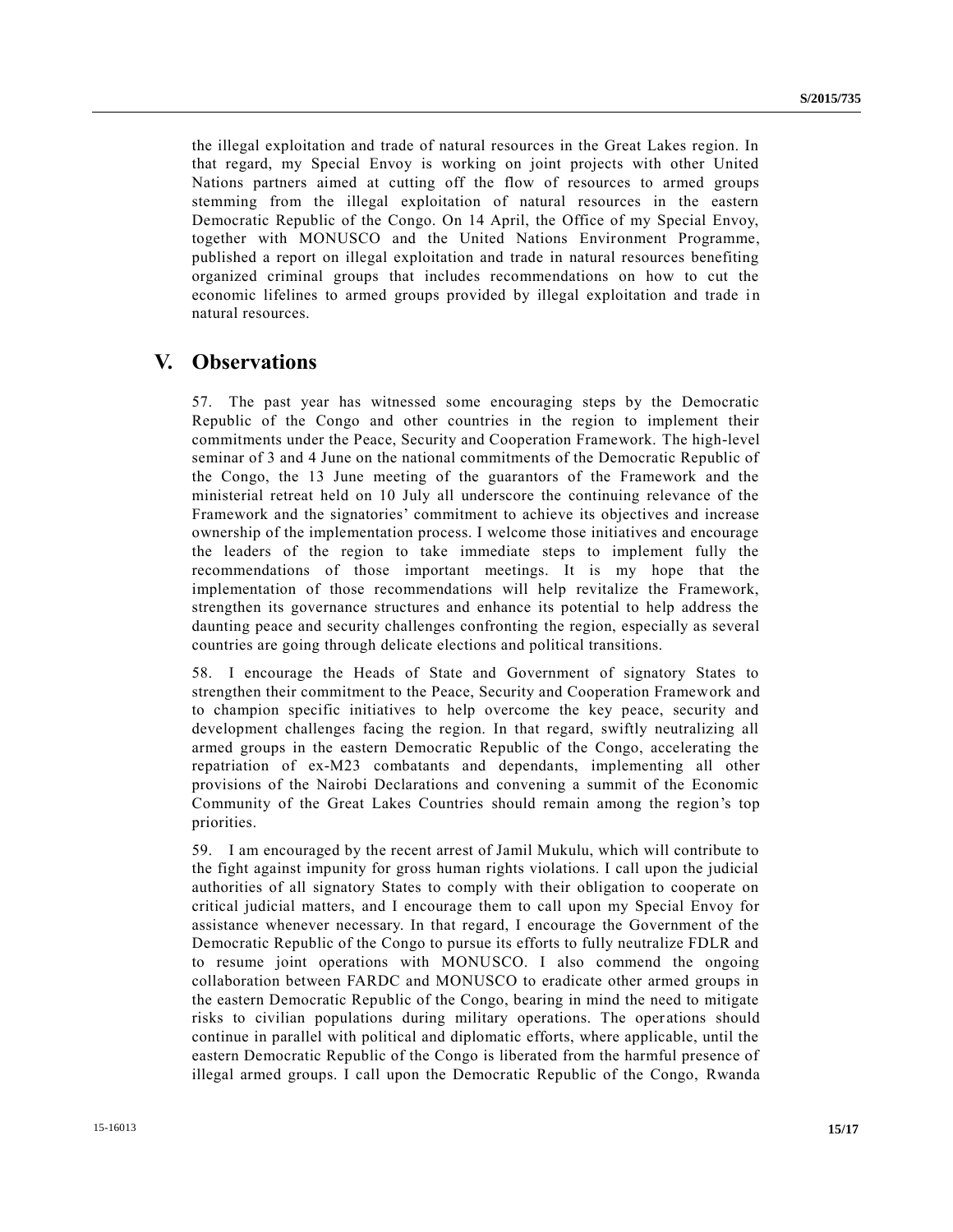the illegal exploitation and trade of natural resources in the Great Lakes region. In that regard, my Special Envoy is working on joint projects with other United Nations partners aimed at cutting off the flow of resources to armed groups stemming from the illegal exploitation of natural resources in the eastern Democratic Republic of the Congo. On 14 April, the Office of my Special Envoy, together with MONUSCO and the United Nations Environment Programme, published a report on illegal exploitation and trade in natural resources benefiting organized criminal groups that includes recommendations on how to cut the economic lifelines to armed groups provided by illegal exploitation and trade in natural resources.

## V. Observations

57. The past year has witnessed some encouraging steps by the Democratic Republic of the Congo and other countries in the region to implement their commitments under the Peace, Security and Cooperation Framework. The high-level seminar of 3 and 4 June on the national commitments of the Democratic Republic of the Congo, the 13 June meeting of the guarantors of the Framework and the ministerial retreat held on 10 July all underscore the continuing relevance of the Framework and the signatories' commitment to achieve its objectives and increase ownership of the implementation process. I welcome those initiatives and encourage the leaders of the region to take immediate steps to implement fully the recommendations of those important meetings. It is my hope that the implementation of those recommendations will help revitalize the Framework, strengthen its governance structures and enhance its potential to help address the daunting peace and security challenges confronting the region, especially as several countries are going through delicate elections and political transitions.

58. I encourage the Heads of State and Government of signatory States to strengthen their commitment to the Peace, Security and Cooperation Framework and to champion specific initiatives to help overcome the key peace, security and development challenges facing the region. In that regard, swiftly neutralizing all armed groups in the eastern Democratic Republic of the Congo, accelerating the repatriation of ex-M23 combatants and dependants, implementing all other provisions of the Nairobi Declarations and convening a summit of the Economic Community of the Great Lakes Countries should remain among the region's top priorities.

59. I am encouraged by the recent arrest of Jamil Mukulu, which will contribute to the fight against impunity for gross human rights violations. I call upon the judicial authorities of all signatory States to comply with their obligation to cooperate on critical judicial matters, and I encourage them to call upon my Special Envoy for assistance whenever necessary. In that regard, I encourage the Government of the Democratic Republic of the Congo to pursue its efforts to fully neutralize FDLR and to resume joint operations with MONUSCO. I also commend the ongoing collaboration between FARDC and MONUSCO to eradicate other armed groups in the eastern Democratic Republic of the Congo, bearing in mind the need to mitigate risks to civilian populations during military operations. The operations should continue in parallel with political and diplomatic efforts, where applicable, until the eastern Democratic Republic of the Congo is liberated from the harmful presence of illegal armed groups. I call upon the Democratic Republic of the Congo, Rwanda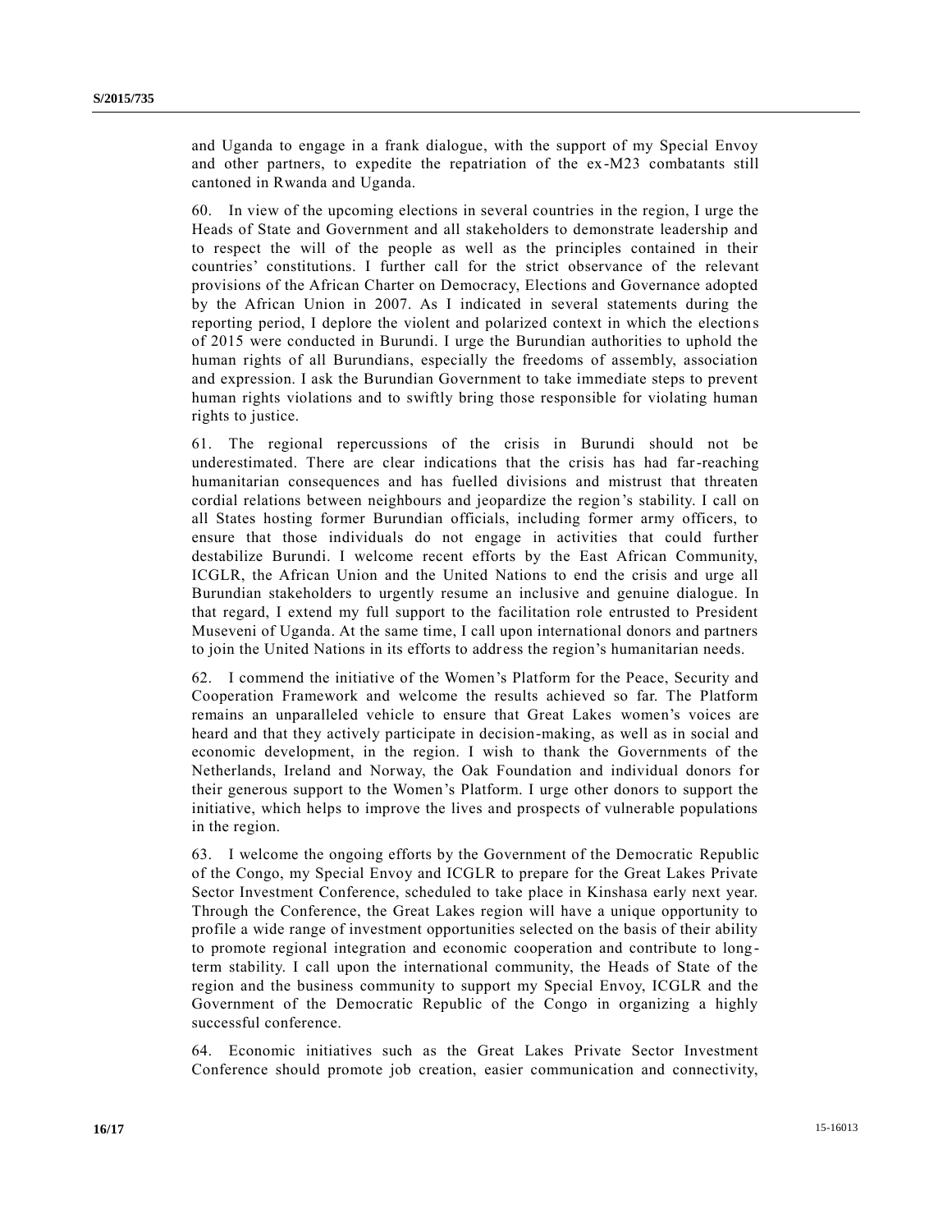and Uganda to engage in a frank dialogue, with the support of my Special Envoy and other partners, to expedite the repatriation of the ex-M23 combatants still cantoned in Rwanda and Uganda.

60. In view of the upcoming elections in several countries in the region, I urge the Heads of State and Government and all stakeholders to demonstrate leadership and to respect the will of the people as well as the principles contained in their countries' constitutions. I further call for the strict observance of the relevant provisions of the African Charter on Democracy, Elections and Governance adopted by the African Union in 2007. As I indicated in several statements during the reporting period, I deplore the violent and polarized context in which the elections of 2015 were conducted in Burundi. I urge the Burundian authorities to uphold the human rights of all Burundians, especially the freedoms of assembly, association and expression. I ask the Burundian Government to take immediate steps to prevent human rights violations and to swiftly bring those responsible for violating human rights to justice.

61. The regional repercussions of the crisis in Burundi should not be underestimated. There are clear indications that the crisis has had far-reaching humanitarian consequences and has fuelled divisions and mistrust that threaten cordial relations between neighbours and jeopardize the region's stability. I call on all States hosting former Burundian officials, including former army officers, to ensure that those individuals do not engage in activities that could further destabilize Burundi. I welcome recent efforts by the East African Community, ICGLR, the African Union and the United Nations to end the crisis and urge all Burundian stakeholders to urgently resume an inclusive and genuine dialogue. In that regard, I extend my full support to the facilitation role entrusted to President Museveni of Uganda. At the same time, I call upon international donors and partners to join the United Nations in its efforts to address the region's humanitarian needs.

62. I commend the initiative of the Women's Platform for the Peace, Security and Cooperation Framework and welcome the results achieved so far. The Platform remains an unparalleled vehicle to ensure that Great Lakes women's voices are heard and that they actively participate in decision-making, as well as in social and economic development, in the region. I wish to thank the Governments of the Netherlands, Ireland and Norway, the Oak Foundation and individual donors for their generous support to the Women's Platform. I urge other donors to support the initiative, which helps to improve the lives and prospects of vulnerable populations in the region.

63. I welcome the ongoing efforts by the Government of the Democratic Republic of the Congo, my Special Envoy and ICGLR to prepare for the Great Lakes Private Sector Investment Conference, scheduled to take place in Kinshasa early next year. Through the Conference, the Great Lakes region will have a unique opportunity to profile a wide range of investment opportunities selected on the basis of their ability to promote regional integration and economic cooperation and contribute to long-term stability. I call upon the international community, the Heads of State of the region and the business community to support my Special Envoy, ICGLR and the Government of the Democratic Republic of the Congo in organizing a highly successful conference.

64. Economic initiatives such as the Great Lakes Private Sector Investment Conference should promote job creation, easier communication and connectivity,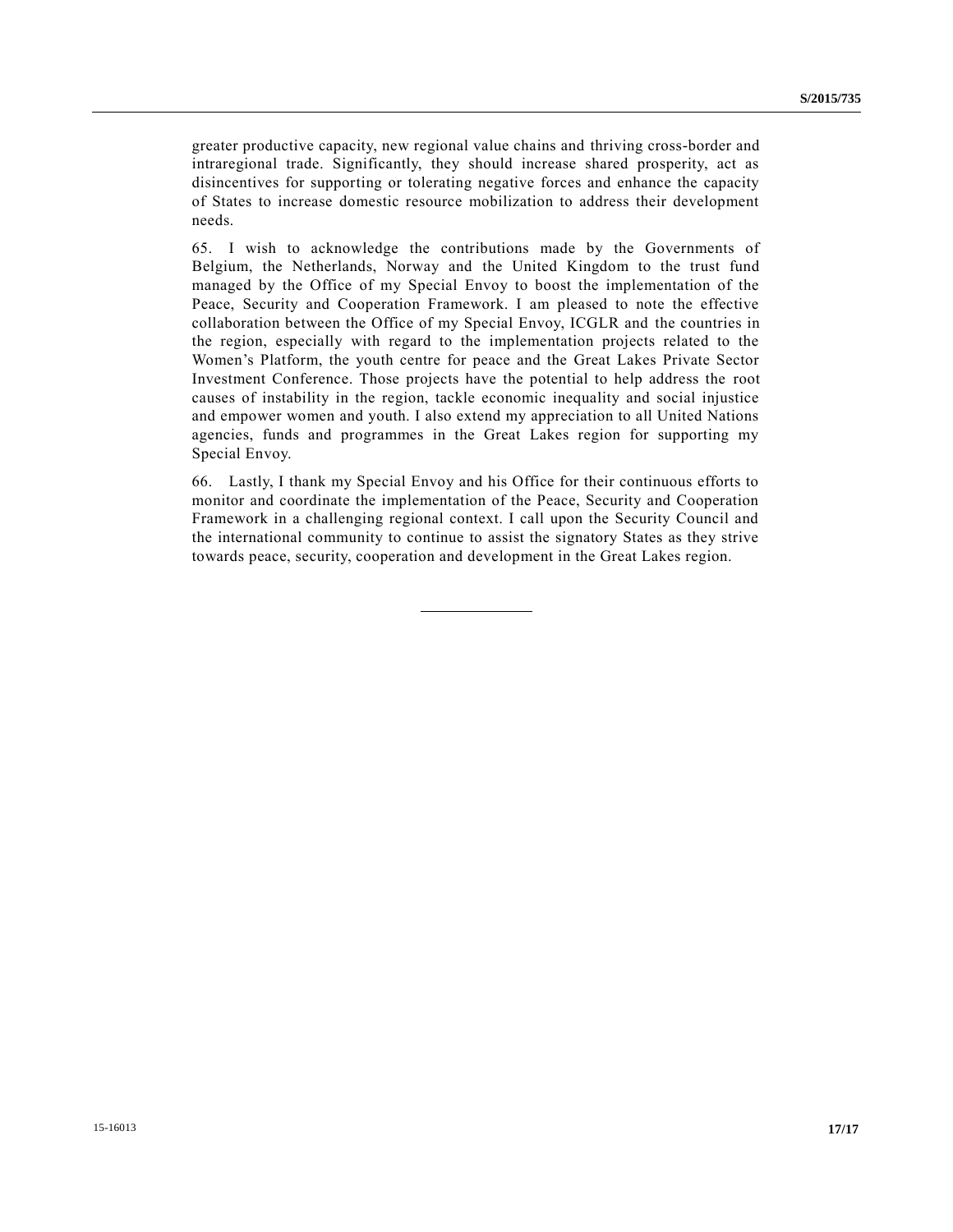greater productive capacity, new regional value chains and thriving cross-border and intraregional trade. Significantly, they should increase shared prosperity, act as disincentives for supporting or tolerating negative forces and enhance the capacity of States to increase domestic resource mobilization to address their development needs.

65. I wish to acknowledge the contributions made by the Governments of Belgium, the Netherlands, Norway and the United Kingdom to the trust fund managed by the Office of my Special Envoy to boost the implementation of the Peace, Security and Cooperation Framework. I am pleased to note the effective collaboration between the Office of my Special Envoy, ICGLR and the countries in the region, especially with regard to the implementation projects related to the Women's Platform, the youth centre for peace and the Great Lakes Private Sector Investment Conference. Those projects have the potential to help address the root causes of instability in the region, tackle economic inequality and social injustice and empower women and youth. I also extend my appreciation to all United Nations agencies, funds and programmes in the Great Lakes region for supporting my Special Envoy.

66. Lastly, I thank my Special Envoy and his Office for their continuous efforts to monitor and coordinate the implementation of the Peace, Security and Cooperation Framework in a challenging regional context. I call upon the Security Council and the international community to continue to assist the signatory States as they strive towards peace, security, cooperation and development in the Great Lakes region.